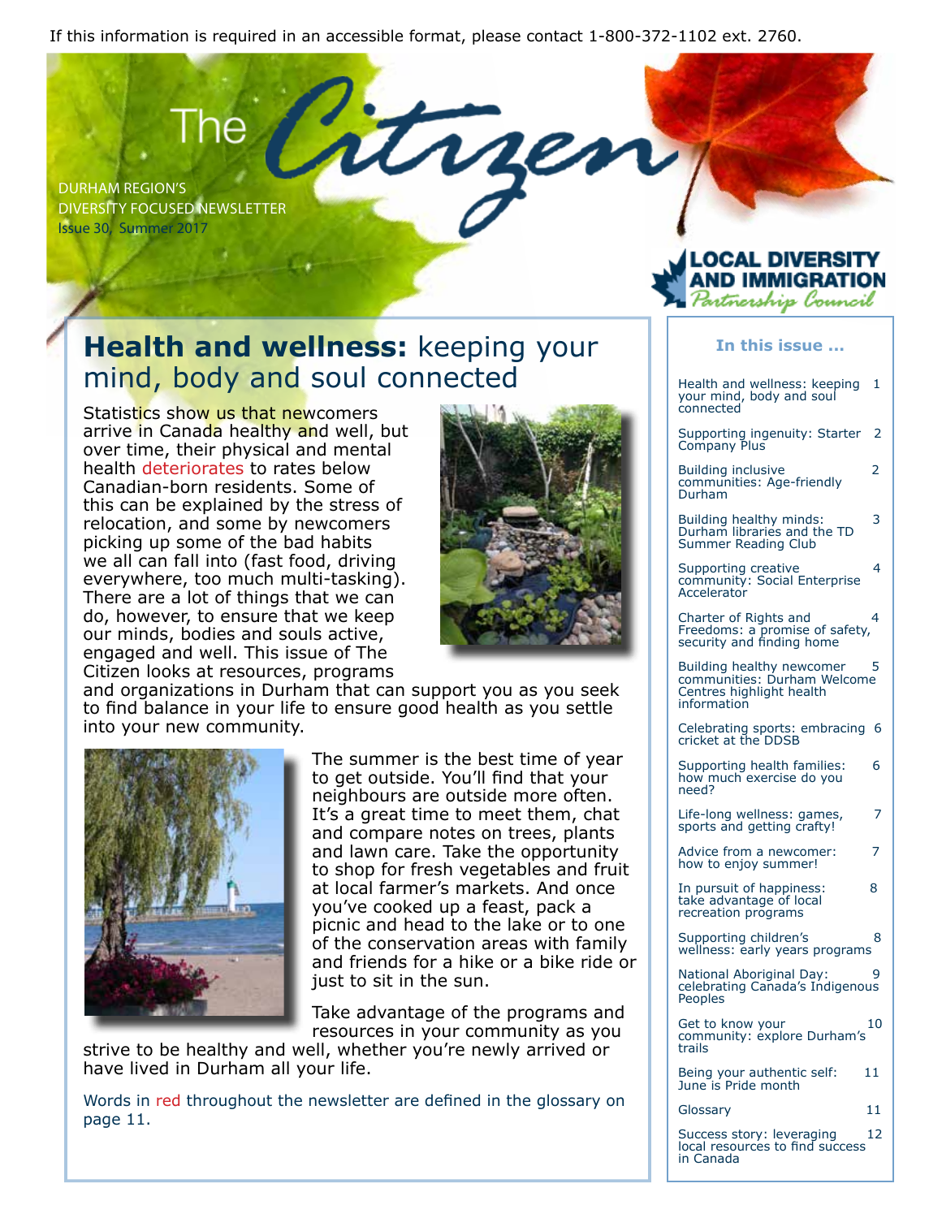If this information is required in an accessible format, please contact 1-800-372-1102 ext. 2760.

# The Citizen

DURHAM REGION'S DIVERSITY FOCUSED NEWSLETTER
Issue 30, Summer 2017

LOCAL DIVERSITY AND IMMIGRATION Partnership Council

## Health and wellness: keeping your mind, body and soul connected

Statistics show us that newcomers arrive in Canada healthy and well, but over time, their physical and mental health deteriorates to rates below Canadian-born residents. Some of this can be explained by the stress of relocation, and some by newcomers picking up some of the bad habits we all can fall into (fast food, driving everywhere, too much multi-tasking). There are a lot of things that we can do, however, to ensure that we keep our minds, bodies and souls active, engaged and well. This issue of The Citizen looks at resources, programs and organizations in Durham that can support you as you seek to find balance in your life to ensure good health as you settle into your new community.

The summer is the best time of year to get outside. You'll find that your neighbours are outside more often. It's a great time to meet them, chat and compare notes on trees, plants and lawn care. Take the opportunity to shop for fresh vegetables and fruit at local farmer's markets. And once you've cooked up a feast, pack a picnic and head to the lake or to one of the conservation areas with family and friends for a hike or a bike ride or just to sit in the sun.

Take advantage of the programs and resources in your community as you strive to be healthy and well, whether you're newly arrived or have lived in Durham all your life.

Words in red throughout the newsletter are defined in the glossary on page 11.

### In this issue ...

| | |
|---|---|
| Health and wellness: keeping your mind, body and soul connected | 1 |
| Supporting ingenuity: Starter Company Plus | 2 |
| Building inclusive communities: Age-friendly Durham | 2 |
| Building healthy minds: Durham libraries and the TD Summer Reading Club | 3 |
| Supporting creative community: Social Enterprise Accelerator | 4 |
| Charter of Rights and Freedoms: a promise of safety, security and finding home | 4 |
| Building healthy newcomer communities: Durham Welcome Centres highlight health information | 5 |
| Celebrating sports: embracing cricket at the DDSB | 6 |
| Supporting health families: how much exercise do you need? | 6 |
| Life-long wellness: games, sports and getting crafty! | 7 |
| Advice from a newcomer: how to enjoy summer! | 7 |
| In pursuit of happiness: take advantage of local recreation programs | 8 |
| Supporting children's wellness: early years programs | 8 |
| National Aboriginal Day: celebrating Canada's Indigenous Peoples | 9 |
| Get to know your community: explore Durham's trails | 10 |
| Being your authentic self: June is Pride month | 11 |
| Glossary | 11 |
| Success story: leveraging local resources to find success in Canada | 12 |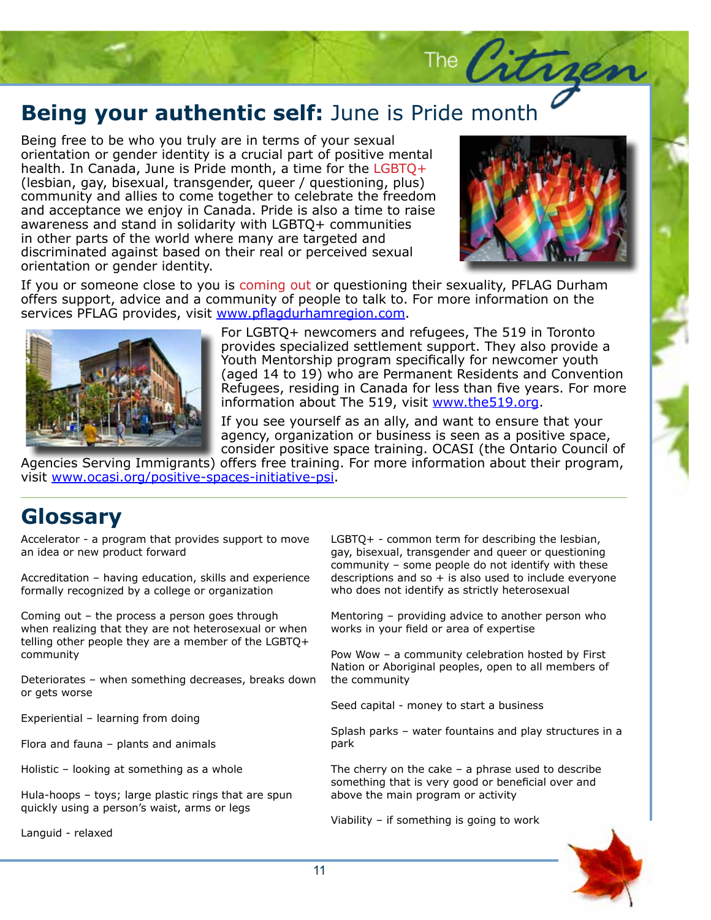# Being your authentic self: June is Pride month

Being free to be who you truly are in terms of your sexual orientation or gender identity is a crucial part of positive mental health. In Canada, June is Pride month, a time for the LGBTQ+ (lesbian, gay, bisexual, transgender, queer / questioning, plus) community and allies to come together to celebrate the freedom and acceptance we enjoy in Canada. Pride is also a time to raise awareness and stand in solidarity with LGBTQ+ communities in other parts of the world where many are targeted and discriminated against based on their real or perceived sexual orientation or gender identity.

If you or someone close to you is coming out or questioning their sexuality, PFLAG Durham offers support, advice and a community of people to talk to. For more information on the services PFLAG provides, visit www.pflagdurhamregion.com.

For LGBTQ+ newcomers and refugees, The 519 in Toronto provides specialized settlement support. They also provide a Youth Mentorship program specifically for newcomer youth (aged 14 to 19) who are Permanent Residents and Convention Refugees, residing in Canada for less than five years. For more information about The 519, visit www.the519.org.

If you see yourself as an ally, and want to ensure that your agency, organization or business is seen as a positive space, consider positive space training. OCASI (the Ontario Council of Agencies Serving Immigrants) offers free training. For more information about their program, visit www.ocasi.org/positive-spaces-initiative-psi.

## Glossary

Accelerator - a program that provides support to move an idea or new product forward

Accreditation – having education, skills and experience formally recognized by a college or organization

Coming out – the process a person goes through when realizing that they are not heterosexual or when telling other people they are a member of the LGBTQ+ community

Deteriorates – when something decreases, breaks down or gets worse

Experiential – learning from doing

Flora and fauna – plants and animals

Holistic – looking at something as a whole

Hula-hoops – toys; large plastic rings that are spun quickly using a person's waist, arms or legs

Languid - relaxed

LGBTQ+ - common term for describing the lesbian, gay, bisexual, transgender and queer or questioning community – some people do not identify with these descriptions and so + is also used to include everyone who does not identify as strictly heterosexual

Mentoring – providing advice to another person who works in your field or area of expertise

Pow Wow – a community celebration hosted by First Nation or Aboriginal peoples, open to all members of the community

Seed capital - money to start a business

Splash parks – water fountains and play structures in a park

The cherry on the cake – a phrase used to describe something that is very good or beneficial over and above the main program or activity

Viability – if something is going to work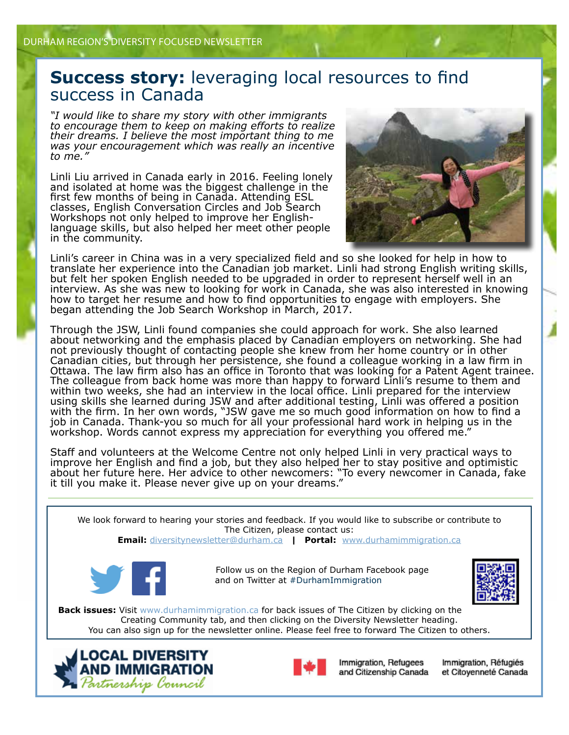## **Success story:** leveraging local resources to find success in Canada

*"I would like to share my story with other immigrants to encourage them to keep on making efforts to realize their dreams. I believe the most important thing to me was your encouragement which was really an incentive to me."*

Linli Liu arrived in Canada early in 2016. Feeling lonely and isolated at home was the biggest challenge in the first few months of being in Canada. Attending ESL classes, English Conversation Circles and Job Search Workshops not only helped to improve her English-language skills, but also helped her meet other people in the community.

Linli's career in China was in a very specialized field and so she looked for help in how to translate her experience into the Canadian job market. Linli had strong English writing skills, but felt her spoken English needed to be upgraded in order to represent herself well in an interview. As she was new to looking for work in Canada, she was also interested in knowing how to target her resume and how to find opportunities to engage with employers. She began attending the Job Search Workshop in March, 2017.

Through the JSW, Linli found companies she could approach for work. She also learned about networking and the emphasis placed by Canadian employers on networking. She had not previously thought of contacting people she knew from her home country or in other Canadian cities, but through her persistence, she found a colleague working in a law firm in Ottawa. The law firm also has an office in Toronto that was looking for a Patent Agent trainee. The colleague from back home was more than happy to forward Linli's resume to them and within two weeks, she had an interview in the local office. Linli prepared for the interview using skills she learned during JSW and after additional testing, Linli was offered a position with the firm. In her own words, "JSW gave me so much good information on how to find a job in Canada. Thank-you so much for all your professional hard work in helping us in the workshop. Words cannot express my appreciation for everything you offered me."

Staff and volunteers at the Welcome Centre not only helped Linli in very practical ways to improve her English and find a job, but they also helped her to stay positive and optimistic about her future here. Her advice to other newcomers: "To every newcomer in Canada, fake it till you make it. Please never give up on your dreams."

---

We look forward to hearing your stories and feedback. If you would like to subscribe or contribute to The Citizen, please contact us:

**Email:** diversitynewsletter@durham.ca | **Portal:** www.durhamimmigration.ca

Follow us on the Region of Durham Facebook page and on Twitter at #DurhamImmigration

**Back issues:** Visit www.durhamimmigration.ca for back issues of The Citizen by clicking on the Creating Community tab, and then clicking on the Diversity Newsletter heading. You can also sign up for the newsletter online. Please feel free to forward The Citizen to others.

LOCAL DIVERSITY AND IMMIGRATION Partnership Council

Immigration, Refugees and Citizenship Canada | Immigration, Réfugiés et Citoyenneté Canada